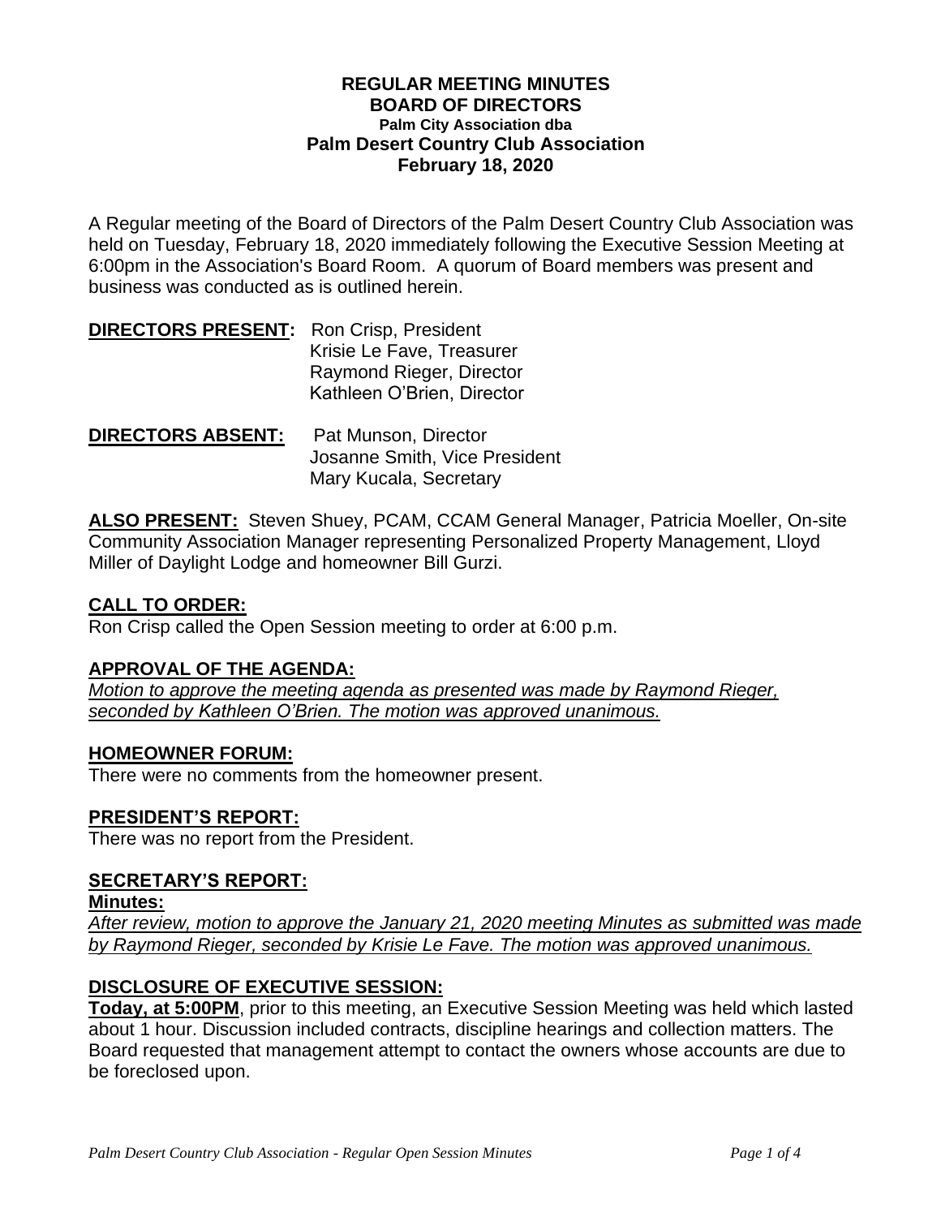**REGULAR MEETING MINUTES**
**BOARD OF DIRECTORS**
**Palm City Association dba**
**Palm Desert Country Club Association**
**February 18, 2020**

A Regular meeting of the Board of Directors of the Palm Desert Country Club Association was held on Tuesday, February 18, 2020 immediately following the Executive Session Meeting at 6:00pm in the Association's Board Room. A quorum of Board members was present and business was conducted as is outlined herein.

**DIRECTORS PRESENT:** Ron Crisp, President
Krisie Le Fave, Treasurer
Raymond Rieger, Director
Kathleen O'Brien, Director

**DIRECTORS ABSENT:** Pat Munson, Director
Josanne Smith, Vice President
Mary Kucala, Secretary

**ALSO PRESENT:** Steven Shuey, PCAM, CCAM General Manager, Patricia Moeller, On-site Community Association Manager representing Personalized Property Management, Lloyd Miller of Daylight Lodge and homeowner Bill Gurzi.

## CALL TO ORDER:

Ron Crisp called the Open Session meeting to order at 6:00 p.m.

## APPROVAL OF THE AGENDA:

*Motion to approve the meeting agenda as presented was made by Raymond Rieger, seconded by Kathleen O'Brien. The motion was approved unanimous.*

## HOMEOWNER FORUM:

There were no comments from the homeowner present.

## PRESIDENT'S REPORT:

There was no report from the President.

## SECRETARY'S REPORT:

**Minutes:**

*After review, motion to approve the January 21, 2020 meeting Minutes as submitted was made by Raymond Rieger, seconded by Krisie Le Fave. The motion was approved unanimous.*

## DISCLOSURE OF EXECUTIVE SESSION:

**Today, at 5:00PM**, prior to this meeting, an Executive Session Meeting was held which lasted about 1 hour. Discussion included contracts, discipline hearings and collection matters. The Board requested that management attempt to contact the owners whose accounts are due to be foreclosed upon.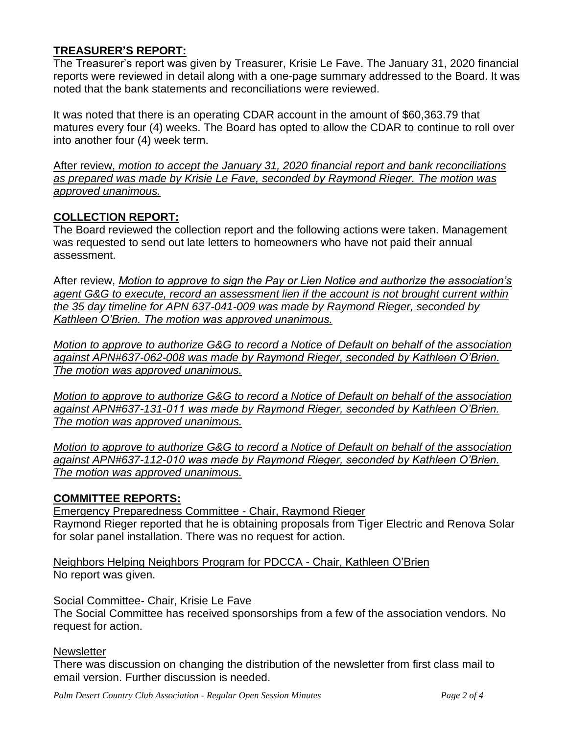## TREASURER'S REPORT:

The Treasurer's report was given by Treasurer, Krisie Le Fave. The January 31, 2020 financial reports were reviewed in detail along with a one-page summary addressed to the Board. It was noted that the bank statements and reconciliations were reviewed.

It was noted that there is an operating CDAR account in the amount of $60,363.79 that matures every four (4) weeks. The Board has opted to allow the CDAR to continue to roll over into another four (4) week term.

After review, *motion to accept the January 31, 2020 financial report and bank reconciliations as prepared was made by Krisie Le Fave, seconded by Raymond Rieger. The motion was approved unanimous.*

## COLLECTION REPORT:

The Board reviewed the collection report and the following actions were taken. Management was requested to send out late letters to homeowners who have not paid their annual assessment.

After review, *Motion to approve to sign the Pay or Lien Notice and authorize the association's agent G&G to execute, record an assessment lien if the account is not brought current within the 35 day timeline for APN 637-041-009 was made by Raymond Rieger, seconded by Kathleen O'Brien. The motion was approved unanimous.*

*Motion to approve to authorize G&G to record a Notice of Default on behalf of the association against APN#637-062-008 was made by Raymond Rieger, seconded by Kathleen O'Brien. The motion was approved unanimous.*

*Motion to approve to authorize G&G to record a Notice of Default on behalf of the association against APN#637-131-011 was made by Raymond Rieger, seconded by Kathleen O'Brien. The motion was approved unanimous.*

*Motion to approve to authorize G&G to record a Notice of Default on behalf of the association against APN#637-112-010 was made by Raymond Rieger, seconded by Kathleen O'Brien. The motion was approved unanimous.*

## COMMITTEE REPORTS:

Emergency Preparedness Committee - Chair, Raymond Rieger

Raymond Rieger reported that he is obtaining proposals from Tiger Electric and Renova Solar for solar panel installation. There was no request for action.

Neighbors Helping Neighbors Program for PDCCA - Chair, Kathleen O'Brien

No report was given.

Social Committee- Chair, Krisie Le Fave

The Social Committee has received sponsorships from a few of the association vendors. No request for action.

Newsletter

There was discussion on changing the distribution of the newsletter from first class mail to email version. Further discussion is needed.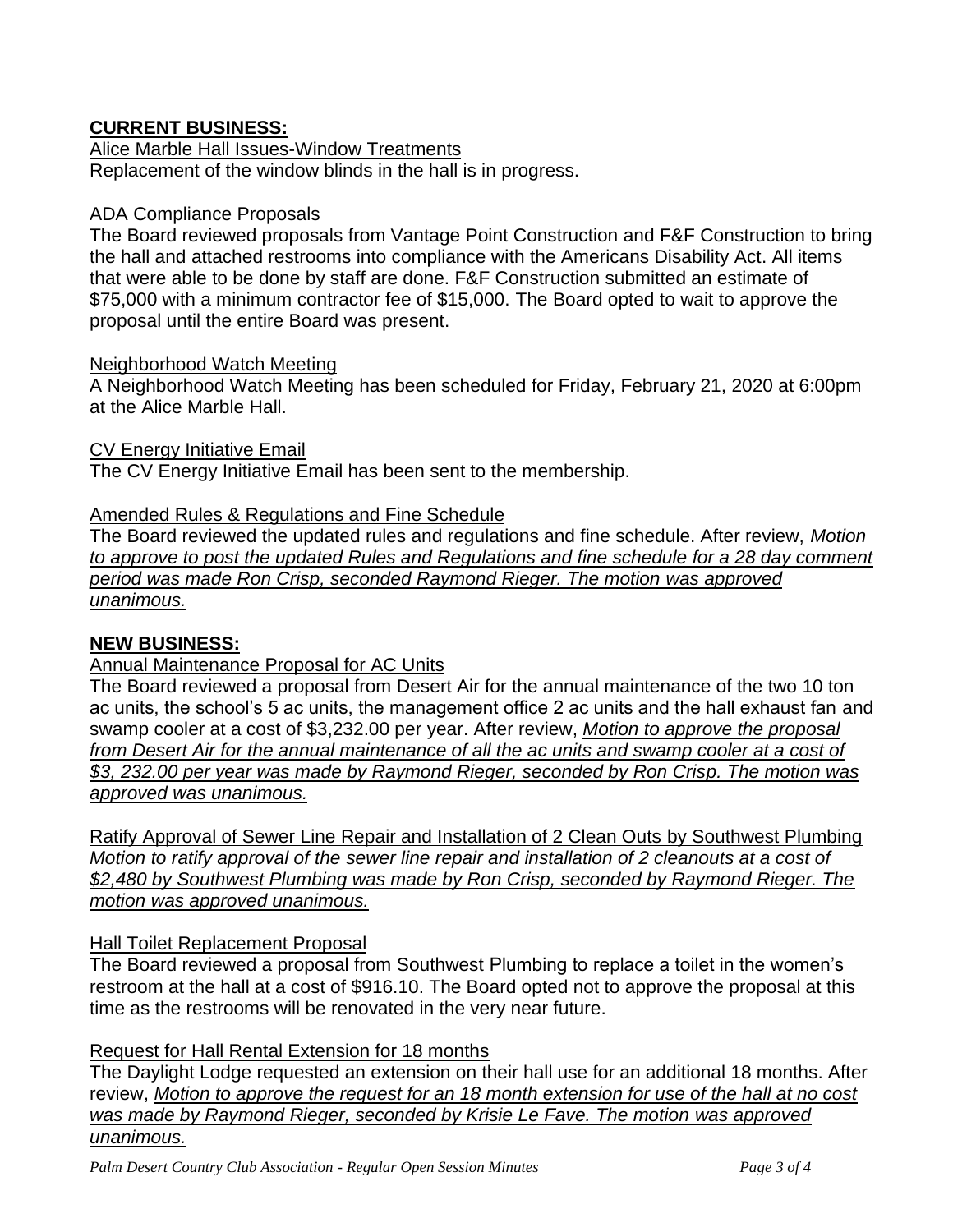## CURRENT BUSINESS:

Alice Marble Hall Issues-Window Treatments

Replacement of the window blinds in the hall is in progress.

ADA Compliance Proposals

The Board reviewed proposals from Vantage Point Construction and F&F Construction to bring the hall and attached restrooms into compliance with the Americans Disability Act. All items that were able to be done by staff are done. F&F Construction submitted an estimate of $75,000 with a minimum contractor fee of $15,000. The Board opted to wait to approve the proposal until the entire Board was present.

Neighborhood Watch Meeting

A Neighborhood Watch Meeting has been scheduled for Friday, February 21, 2020 at 6:00pm at the Alice Marble Hall.

CV Energy Initiative Email

The CV Energy Initiative Email has been sent to the membership.

Amended Rules & Regulations and Fine Schedule

The Board reviewed the updated rules and regulations and fine schedule. After review, *Motion to approve to post the updated Rules and Regulations and fine schedule for a 28 day comment period was made Ron Crisp, seconded Raymond Rieger. The motion was approved unanimous.*

## NEW BUSINESS:

Annual Maintenance Proposal for AC Units

The Board reviewed a proposal from Desert Air for the annual maintenance of the two 10 ton ac units, the school's 5 ac units, the management office 2 ac units and the hall exhaust fan and swamp cooler at a cost of $3,232.00 per year. After review, *Motion to approve the proposal from Desert Air for the annual maintenance of all the ac units and swamp cooler at a cost of $3, 232.00 per year was made by Raymond Rieger, seconded by Ron Crisp. The motion was approved was unanimous.*

Ratify Approval of Sewer Line Repair and Installation of 2 Clean Outs by Southwest Plumbing

*Motion to ratify approval of the sewer line repair and installation of 2 cleanouts at a cost of $2,480 by Southwest Plumbing was made by Ron Crisp, seconded by Raymond Rieger. The motion was approved unanimous.*

Hall Toilet Replacement Proposal

The Board reviewed a proposal from Southwest Plumbing to replace a toilet in the women's restroom at the hall at a cost of $916.10. The Board opted not to approve the proposal at this time as the restrooms will be renovated in the very near future.

Request for Hall Rental Extension for 18 months

The Daylight Lodge requested an extension on their hall use for an additional 18 months. After review, *Motion to approve the request for an 18 month extension for use of the hall at no cost was made by Raymond Rieger, seconded by Krisie Le Fave. The motion was approved unanimous.*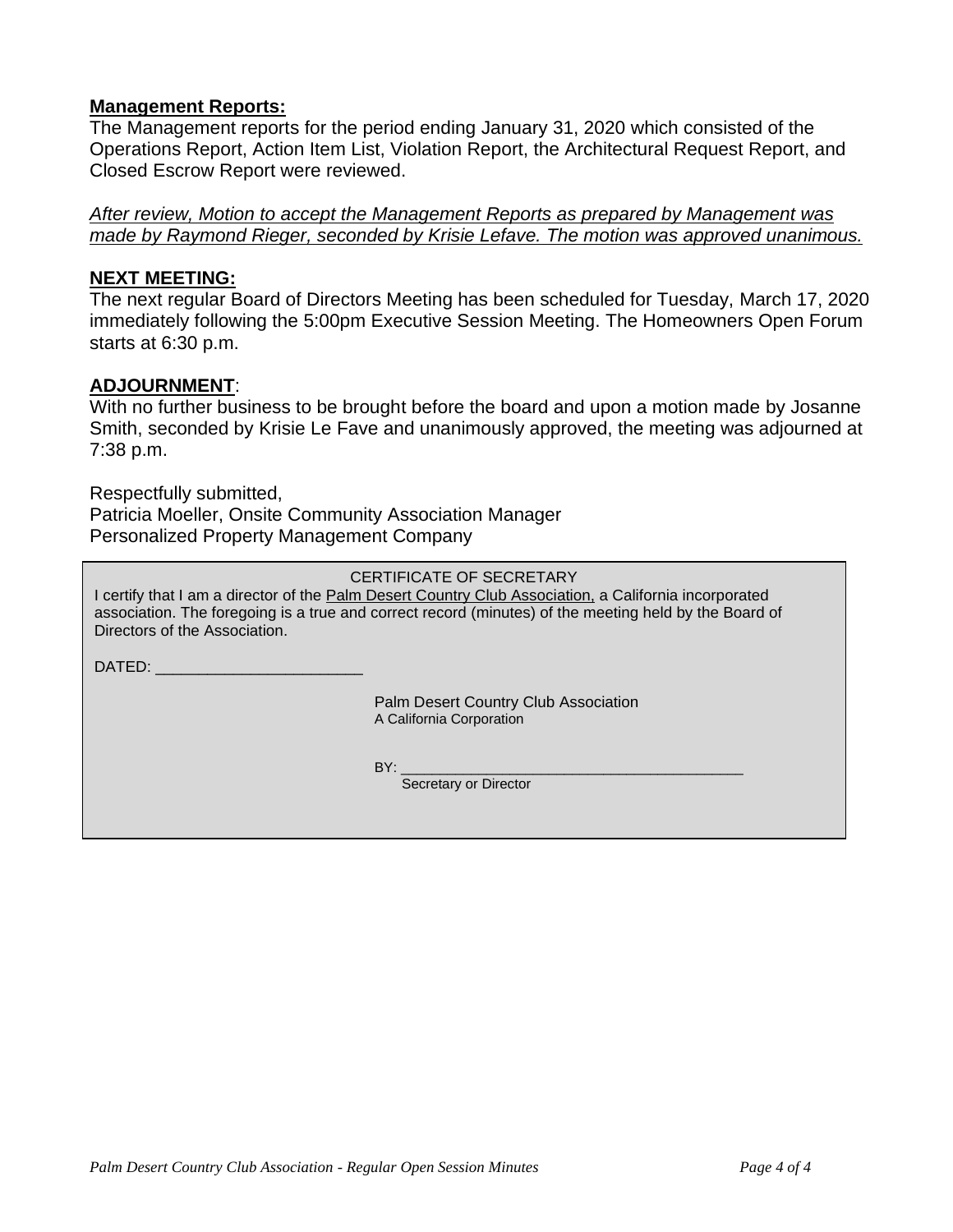**Management Reports:**
The Management reports for the period ending January 31, 2020 which consisted of the Operations Report, Action Item List, Violation Report, the Architectural Request Report, and Closed Escrow Report were reviewed.

*After review, Motion to accept the Management Reports as prepared by Management was made by Raymond Rieger, seconded by Krisie Lefave. The motion was approved unanimous.*

**NEXT MEETING:**
The next regular Board of Directors Meeting has been scheduled for Tuesday, March 17, 2020 immediately following the 5:00pm Executive Session Meeting. The Homeowners Open Forum starts at 6:30 p.m.

**ADJOURNMENT**:
With no further business to be brought before the board and upon a motion made by Josanne Smith, seconded by Krisie Le Fave and unanimously approved, the meeting was adjourned at 7:38 p.m.

Respectfully submitted,
Patricia Moeller, Onsite Community Association Manager
Personalized Property Management Company

CERTIFICATE OF SECRETARY

I certify that I am a director of the Palm Desert Country Club Association, a California incorporated association. The foregoing is a true and correct record (minutes) of the meeting held by the Board of Directors of the Association.

DATED: _______________________

Palm Desert Country Club Association
A California Corporation

BY: ________________________________________
Secretary or Director